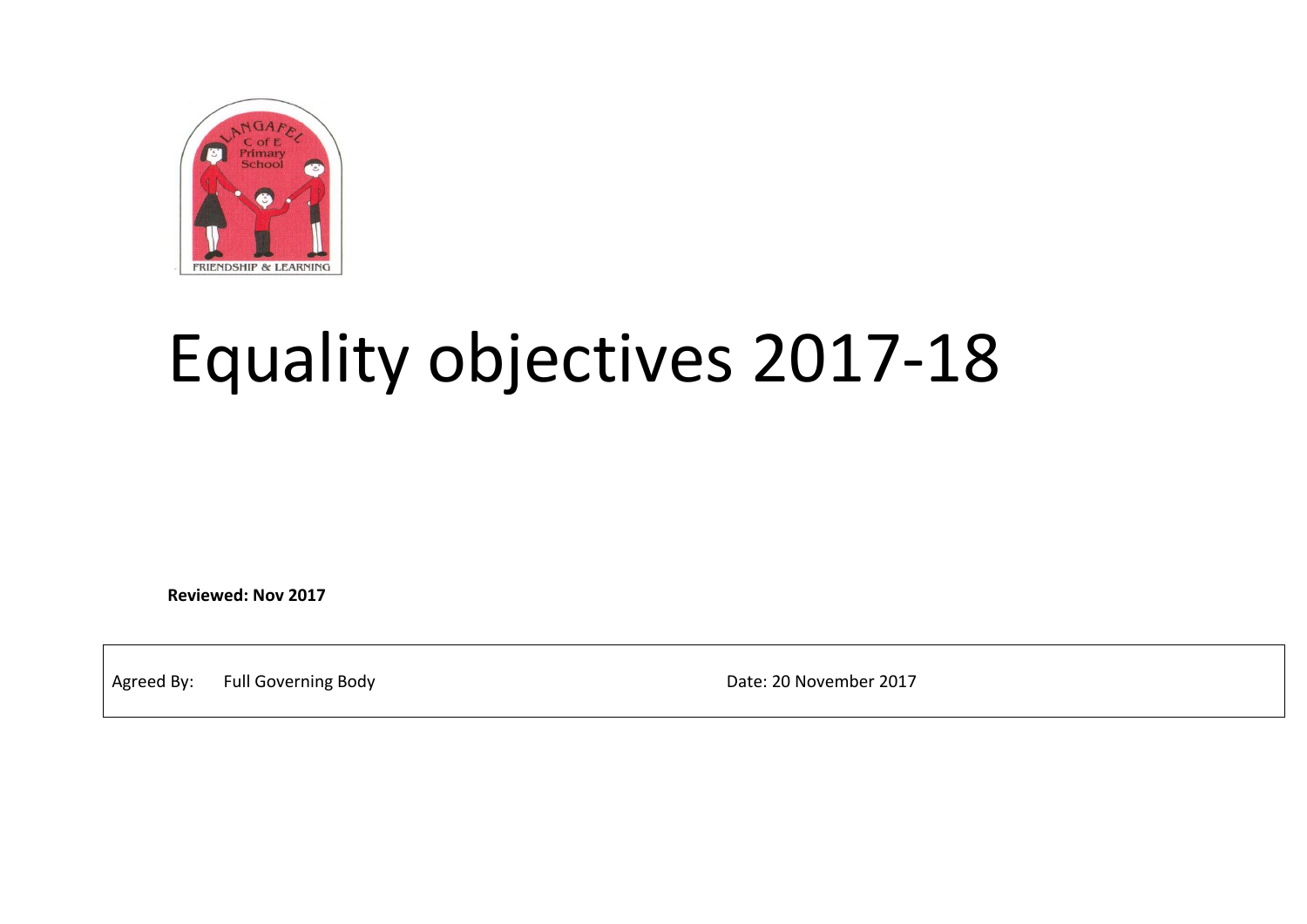# Equality objectives 2017-18

**Reviewed: Nov 2017**

| Agreed By: Full Governing Body | Date: 20 November 2017 |
|---|---|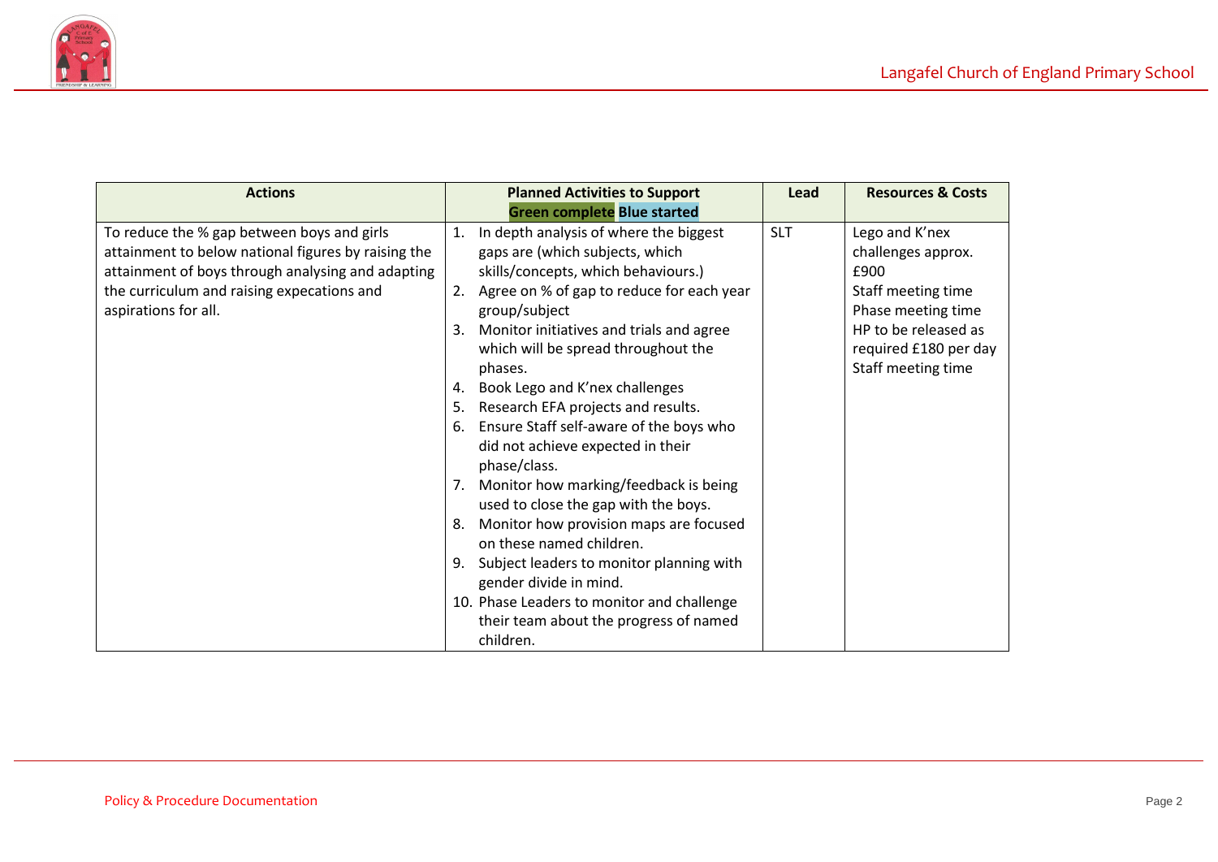| Actions | Planned Activities to Support<br>Green complete Blue started | Lead | Resources & Costs |
|---|---|---|---|
| To reduce the % gap between boys and girls attainment to below national figures by raising the attainment of boys through analysing and adapting the curriculum and raising expecations and aspirations for all. | 1. In depth analysis of where the biggest gaps are (which subjects, which skills/concepts, which behaviours.)<br>2. Agree on % of gap to reduce for each year group/subject<br>3. Monitor initiatives and trials and agree which will be spread throughout the phases.<br>4. Book Lego and K'nex challenges<br>5. Research EFA projects and results.<br>6. Ensure Staff self-aware of the boys who did not achieve expected in their phase/class.<br>7. Monitor how marking/feedback is being used to close the gap with the boys.<br>8. Monitor how provision maps are focused on these named children.<br>9. Subject leaders to monitor planning with gender divide in mind.<br>10. Phase Leaders to monitor and challenge their team about the progress of named children. | SLT | Lego and K'nex challenges approx. £900<br>Staff meeting time<br>Phase meeting time<br>HP to be released as required £180 per day<br>Staff meeting time |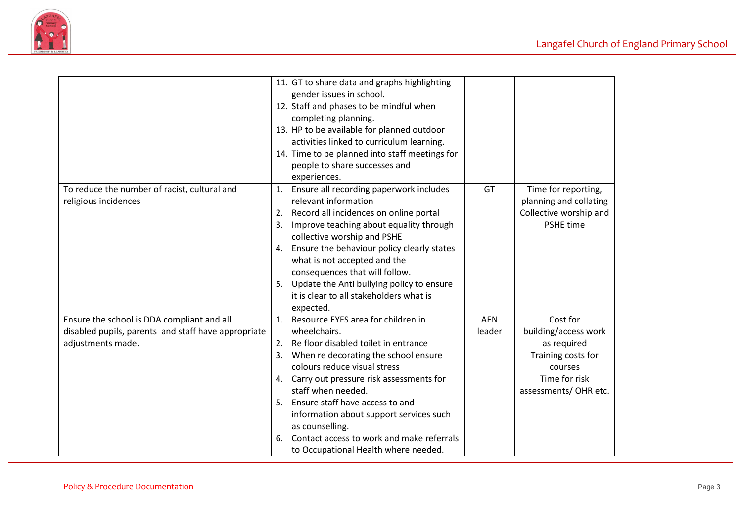| | | | |
|---|---|---|---|
| | 11. GT to share data and graphs highlighting gender issues in school.<br>12. Staff and phases to be mindful when completing planning.<br>13. HP to be available for planned outdoor activities linked to curriculum learning.<br>14. Time to be planned into staff meetings for people to share successes and experiences. | | |
| To reduce the number of racist, cultural and religious incidences | 1. Ensure all recording paperwork includes relevant information<br>2. Record all incidences on online portal<br>3. Improve teaching about equality through collective worship and PSHE<br>4. Ensure the behaviour policy clearly states what is not accepted and the consequences that will follow.<br>5. Update the Anti bullying policy to ensure it is clear to all stakeholders what is expected. | GT | Time for reporting, planning and collating Collective worship and PSHE time |
| Ensure the school is DDA compliant and all disabled pupils, parents and staff have appropriate adjustments made. | 1. Resource EYFS area for children in wheelchairs.<br>2. Re floor disabled toilet in entrance<br>3. When re decorating the school ensure colours reduce visual stress<br>4. Carry out pressure risk assessments for staff when needed.<br>5. Ensure staff have access to and information about support services such as counselling.<br>6. Contact access to work and make referrals to Occupational Health where needed. | AEN leader | Cost for building/access work as required Training costs for courses Time for risk assessments/ OHR etc. |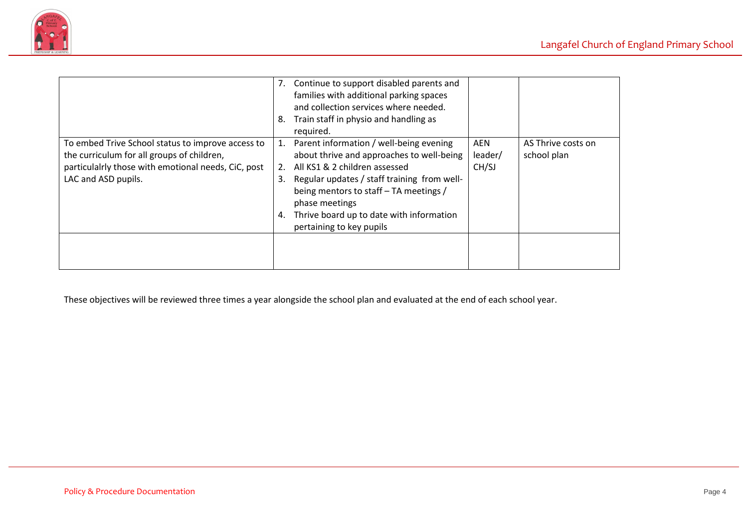| | | | |
|---|---|---|---|
| | 7. Continue to support disabled parents and families with additional parking spaces and collection services where needed.<br>8. Train staff in physio and handling as required. | | |
| To embed Trive School status to improve access to the curriculum for all groups of children, particulalrly those with emotional needs, CiC, post LAC and ASD pupils. | 1. Parent information / well-being evening about thrive and approaches to well-being<br>2. All KS1 & 2 children assessed<br>3. Regular updates / staff training from well-being mentors to staff – TA meetings / phase meetings<br>4. Thrive board up to date with information pertaining to key pupils | AEN leader/ CH/SJ | AS Thrive costs on school plan |
| | | | |

These objectives will be reviewed three times a year alongside the school plan and evaluated at the end of each school year.